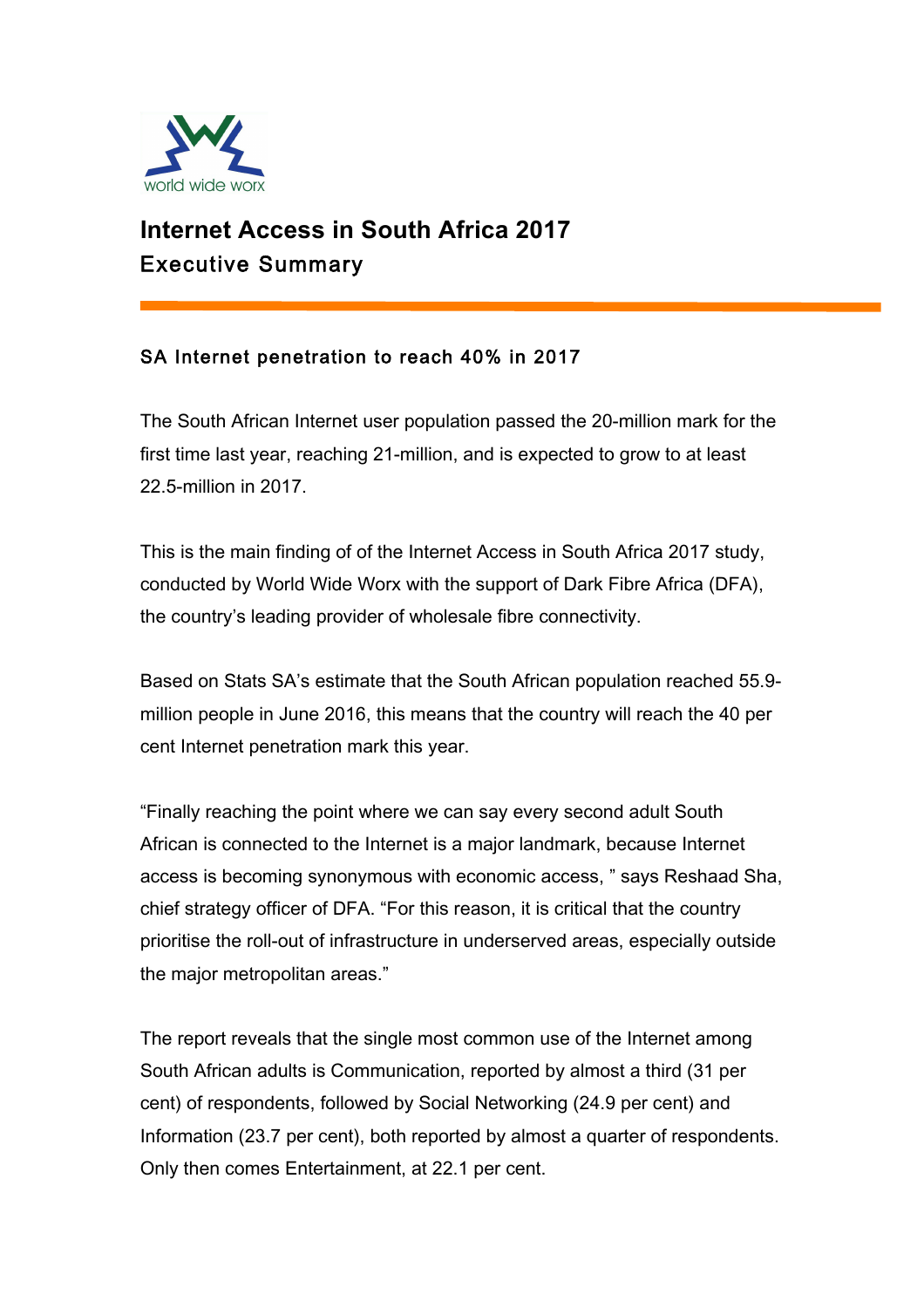world wide worx

# Internet Access in South Africa 2017

## Executive Summary

### SA Internet penetration to reach 40% in 2017

The South African Internet user population passed the 20-million mark for the first time last year, reaching 21-million, and is expected to grow to at least 22.5-million in 2017.

This is the main finding of of the Internet Access in South Africa 2017 study, conducted by World Wide Worx with the support of Dark Fibre Africa (DFA), the country's leading provider of wholesale fibre connectivity.

Based on Stats SA's estimate that the South African population reached 55.9-million people in June 2016, this means that the country will reach the 40 per cent Internet penetration mark this year.

"Finally reaching the point where we can say every second adult South African is connected to the Internet is a major landmark, because Internet access is becoming synonymous with economic access, " says Reshaad Sha, chief strategy officer of DFA. "For this reason, it is critical that the country prioritise the roll-out of infrastructure in underserved areas, especially outside the major metropolitan areas."

The report reveals that the single most common use of the Internet among South African adults is Communication, reported by almost a third (31 per cent) of respondents, followed by Social Networking (24.9 per cent) and Information (23.7 per cent), both reported by almost a quarter of respondents. Only then comes Entertainment, at 22.1 per cent.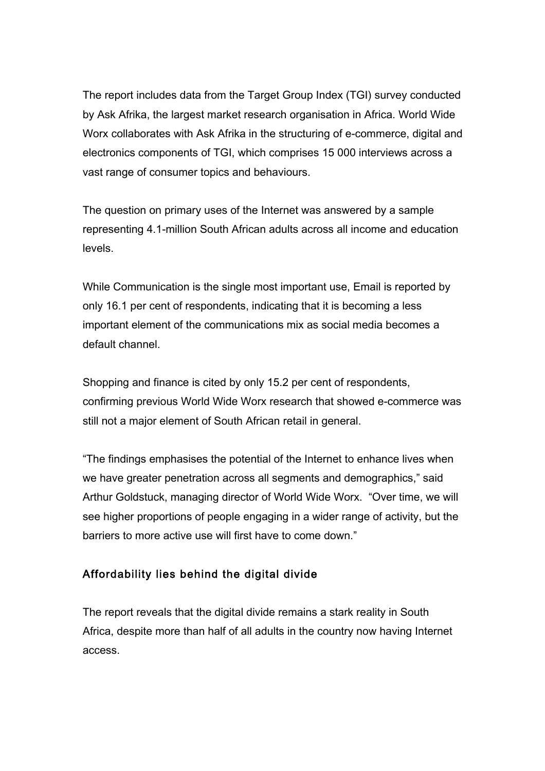The report includes data from the Target Group Index (TGI) survey conducted by Ask Afrika, the largest market research organisation in Africa. World Wide Worx collaborates with Ask Afrika in the structuring of e-commerce, digital and electronics components of TGI, which comprises 15 000 interviews across a vast range of consumer topics and behaviours.

The question on primary uses of the Internet was answered by a sample representing 4.1-million South African adults across all income and education levels.

While Communication is the single most important use, Email is reported by only 16.1 per cent of respondents, indicating that it is becoming a less important element of the communications mix as social media becomes a default channel.

Shopping and finance is cited by only 15.2 per cent of respondents, confirming previous World Wide Worx research that showed e-commerce was still not a major element of South African retail in general.

"The findings emphasises the potential of the Internet to enhance lives when we have greater penetration across all segments and demographics," said Arthur Goldstuck, managing director of World Wide Worx. "Over time, we will see higher proportions of people engaging in a wider range of activity, but the barriers to more active use will first have to come down."

## Affordability lies behind the digital divide

The report reveals that the digital divide remains a stark reality in South Africa, despite more than half of all adults in the country now having Internet access.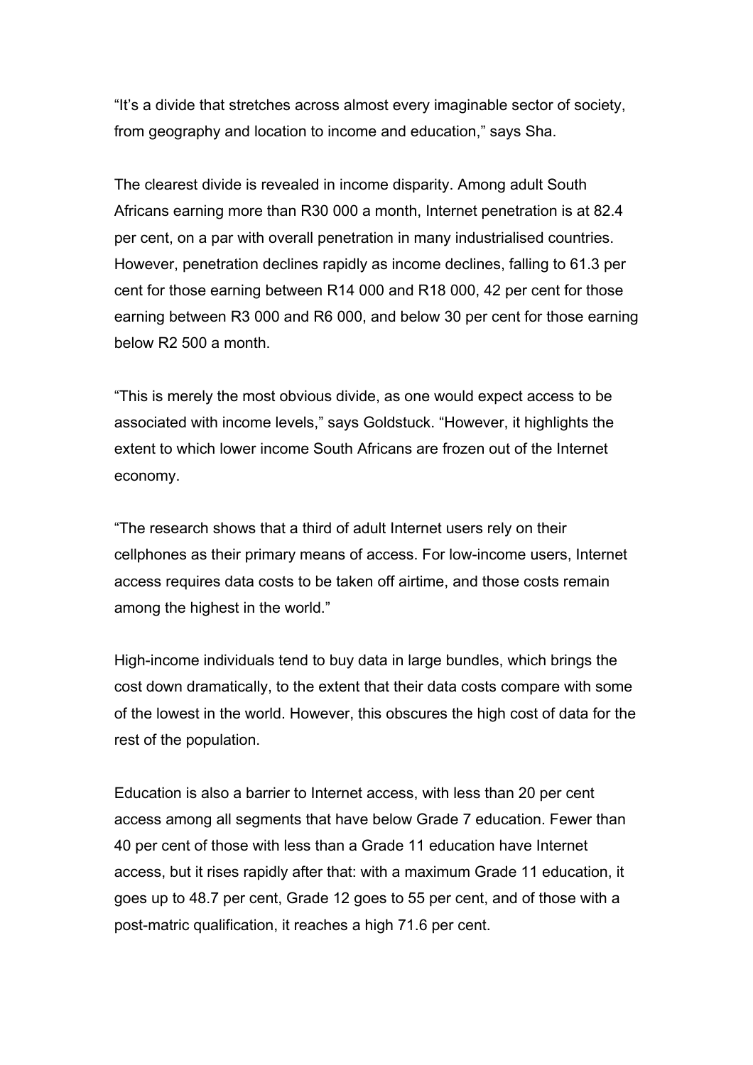“It’s a divide that stretches across almost every imaginable sector of society, from geography and location to income and education,” says Sha.

The clearest divide is revealed in income disparity. Among adult South Africans earning more than R30 000 a month, Internet penetration is at 82.4 per cent, on a par with overall penetration in many industrialised countries. However, penetration declines rapidly as income declines, falling to 61.3 per cent for those earning between R14 000 and R18 000, 42 per cent for those earning between R3 000 and R6 000, and below 30 per cent for those earning below R2 500 a month.

“This is merely the most obvious divide, as one would expect access to be associated with income levels,” says Goldstuck. “However, it highlights the extent to which lower income South Africans are frozen out of the Internet economy.

“The research shows that a third of adult Internet users rely on their cellphones as their primary means of access. For low-income users, Internet access requires data costs to be taken off airtime, and those costs remain among the highest in the world.”

High-income individuals tend to buy data in large bundles, which brings the cost down dramatically, to the extent that their data costs compare with some of the lowest in the world. However, this obscures the high cost of data for the rest of the population.

Education is also a barrier to Internet access, with less than 20 per cent access among all segments that have below Grade 7 education. Fewer than 40 per cent of those with less than a Grade 11 education have Internet access, but it rises rapidly after that: with a maximum Grade 11 education, it goes up to 48.7 per cent, Grade 12 goes to 55 per cent, and of those with a post-matric qualification, it reaches a high 71.6 per cent.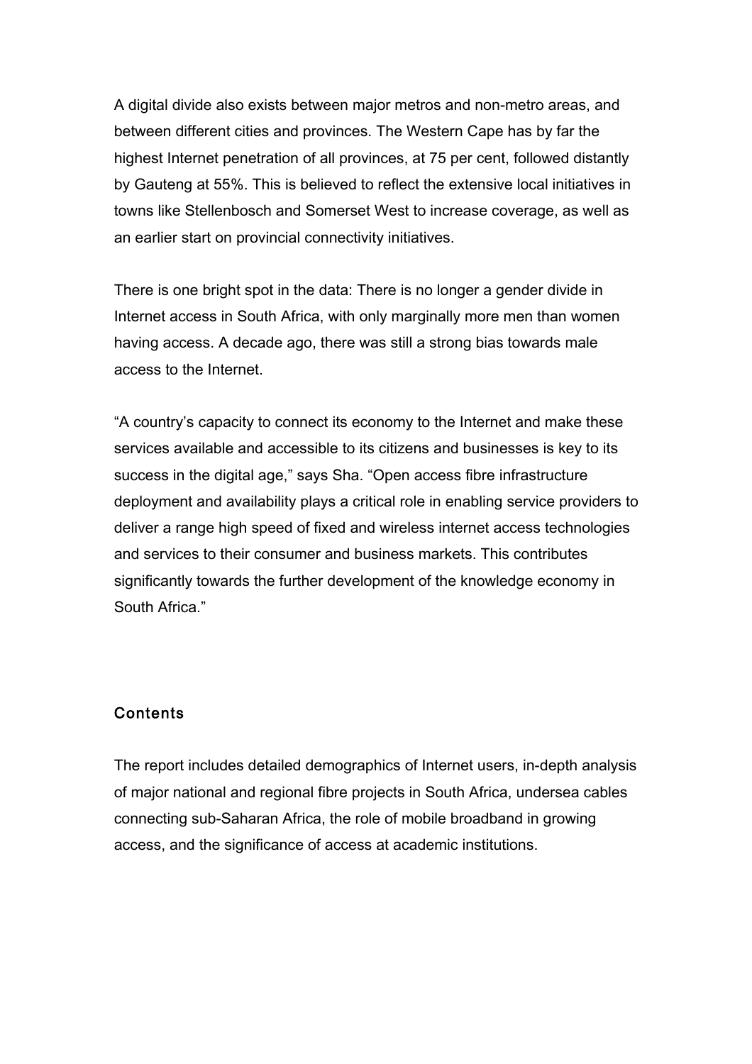A digital divide also exists between major metros and non-metro areas, and between different cities and provinces. The Western Cape has by far the highest Internet penetration of all provinces, at 75 per cent, followed distantly by Gauteng at 55%. This is believed to reflect the extensive local initiatives in towns like Stellenbosch and Somerset West to increase coverage, as well as an earlier start on provincial connectivity initiatives.

There is one bright spot in the data: There is no longer a gender divide in Internet access in South Africa, with only marginally more men than women having access. A decade ago, there was still a strong bias towards male access to the Internet.

"A country's capacity to connect its economy to the Internet and make these services available and accessible to its citizens and businesses is key to its success in the digital age," says Sha. "Open access fibre infrastructure deployment and availability plays a critical role in enabling service providers to deliver a range high speed of fixed and wireless internet access technologies and services to their consumer and business markets. This contributes significantly towards the further development of the knowledge economy in South Africa."

## Contents

The report includes detailed demographics of Internet users, in-depth analysis of major national and regional fibre projects in South Africa, undersea cables connecting sub-Saharan Africa, the role of mobile broadband in growing access, and the significance of access at academic institutions.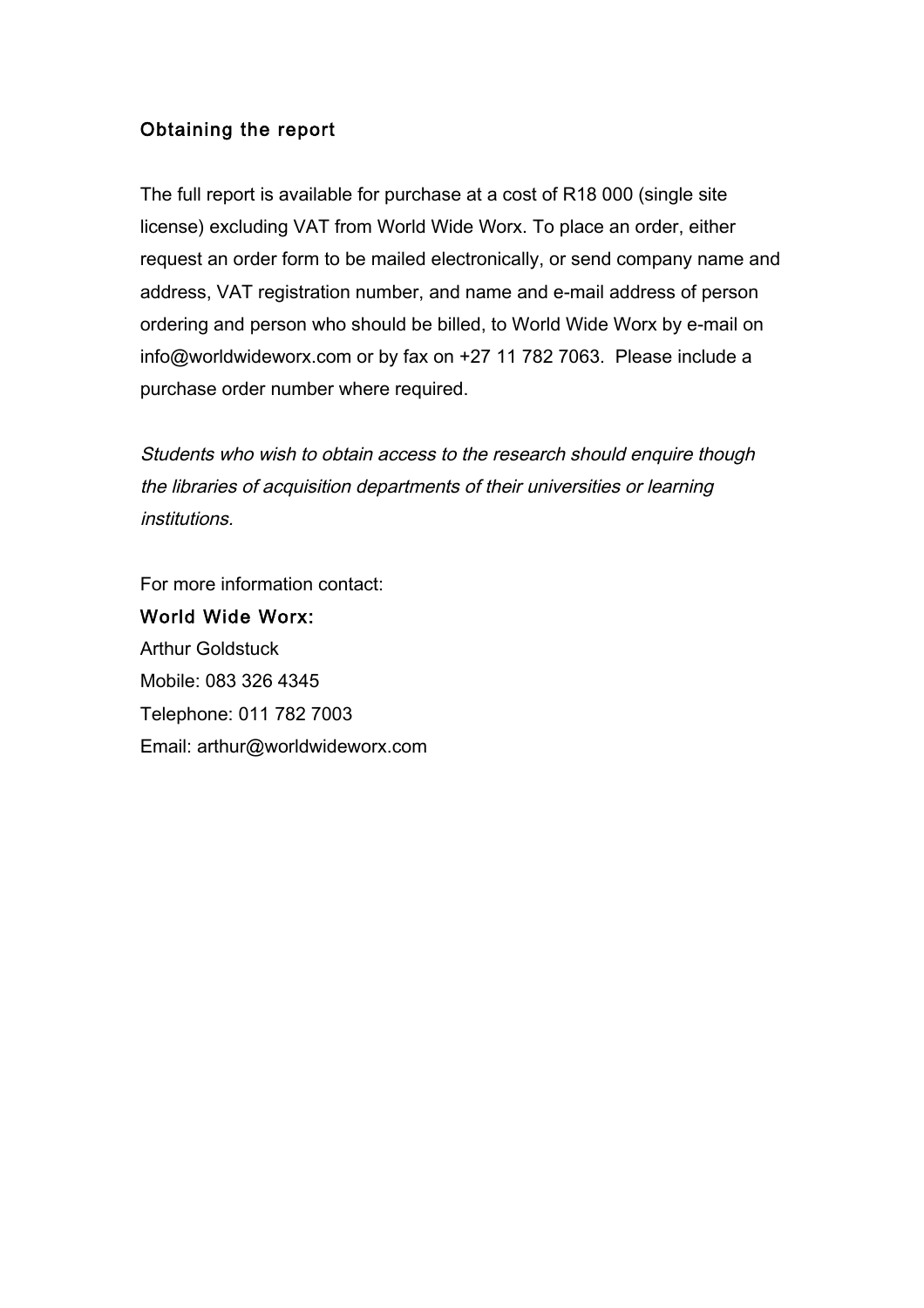## Obtaining the report

The full report is available for purchase at a cost of R18 000 (single site license) excluding VAT from World Wide Worx. To place an order, either request an order form to be mailed electronically, or send company name and address, VAT registration number, and name and e-mail address of person ordering and person who should be billed, to World Wide Worx by e-mail on info@worldwideworx.com or by fax on +27 11 782 7063. Please include a purchase order number where required.

*Students who wish to obtain access to the research should enquire though the libraries of acquisition departments of their universities or learning institutions.*

For more information contact:

**World Wide Worx:**

Arthur Goldstuck

Mobile: 083 326 4345

Telephone: 011 782 7003

Email: arthur@worldwideworx.com